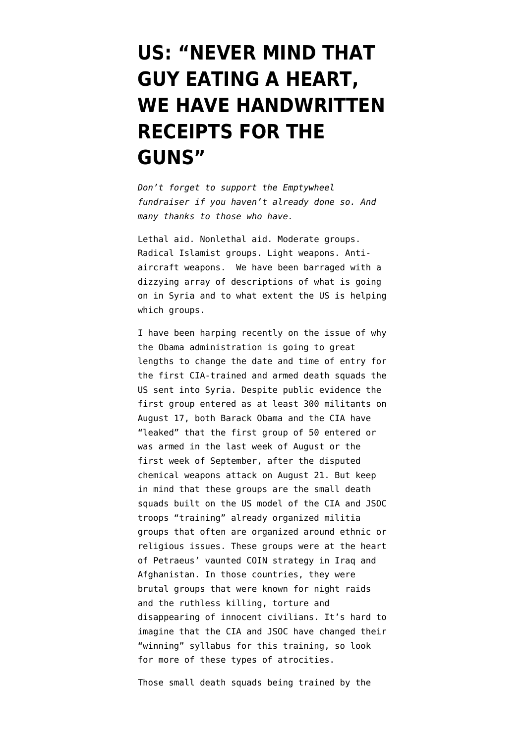# US: "NEVER MIND THAT GUY EATING A HEART, WE HAVE HANDWRITTEN RECEIPTS FOR THE GUNS"

*Don't forget to support the Emptywheel fundraiser if you haven't already done so. And many thanks to those who have.*

Lethal aid. Nonlethal aid. Moderate groups. Radical Islamist groups. Light weapons. Anti-aircraft weapons. We have been barraged with a dizzying array of descriptions of what is going on in Syria and to what extent the US is helping which groups.

I have been harping recently on the issue of why the Obama administration is going to great lengths to change the date and time of entry for the first CIA-trained and armed death squads the US sent into Syria. Despite public evidence the first group entered as at least 300 militants on August 17, both Barack Obama and the CIA have "leaked" that the first group of 50 entered or was armed in the last week of August or the first week of September, after the disputed chemical weapons attack on August 21. But keep in mind that these groups are the small death squads built on the US model of the CIA and JSOC troops "training" already organized militia groups that often are organized around ethnic or religious issues. These groups were at the heart of Petraeus' vaunted COIN strategy in Iraq and Afghanistan. In those countries, they were brutal groups that were known for night raids and the ruthless killing, torture and disappearing of innocent civilians. It's hard to imagine that the CIA and JSOC have changed their "winning" syllabus for this training, so look for more of these types of atrocities.

Those small death squads being trained by the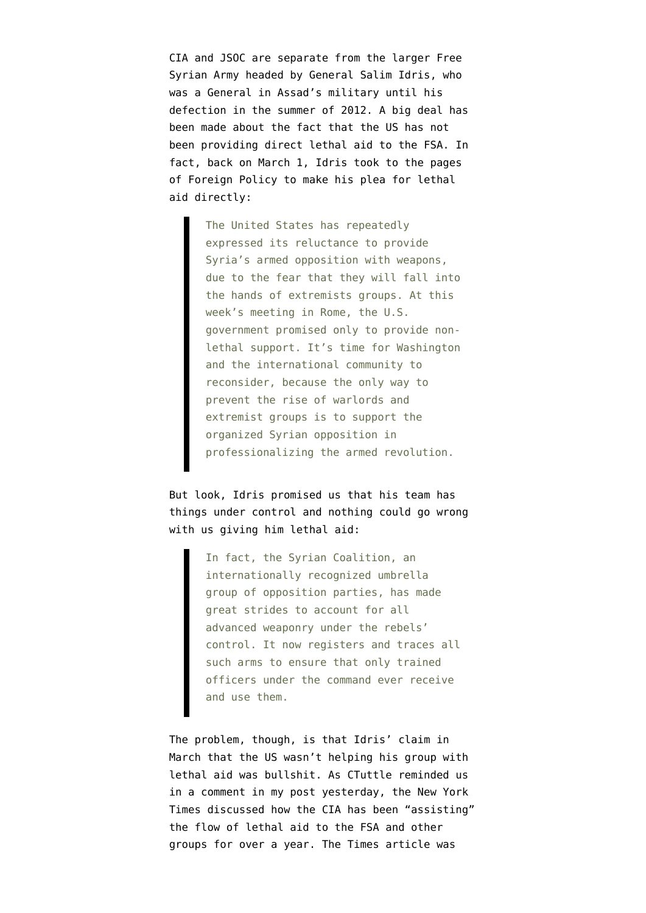CIA and JSOC are separate from the larger Free Syrian Army headed by General Salim Idris, who was a General in Assad's military until his defection in the summer of 2012. A big deal has been made about the fact that the US has not been providing direct lethal aid to the FSA. In fact, back on March 1, Idris took to the pages of Foreign Policy to make his plea for lethal aid directly:

> The United States has repeatedly expressed its reluctance to provide Syria's armed opposition with weapons, due to the fear that they will fall into the hands of extremists groups. At this week's meeting in Rome, the U.S. government promised only to provide non-lethal support. It's time for Washington and the international community to reconsider, because the only way to prevent the rise of warlords and extremist groups is to support the organized Syrian opposition in professionalizing the armed revolution.

But look, Idris promised us that his team has things under control and nothing could go wrong with us giving him lethal aid:

> In fact, the Syrian Coalition, an internationally recognized umbrella group of opposition parties, has made great strides to account for all advanced weaponry under the rebels' control. It now registers and traces all such arms to ensure that only trained officers under the command ever receive and use them.

The problem, though, is that Idris' claim in March that the US wasn't helping his group with lethal aid was bullshit. As CTuttle reminded us in a comment in my post yesterday, the New York Times discussed how the CIA has been "assisting" the flow of lethal aid to the FSA and other groups for over a year. The Times article was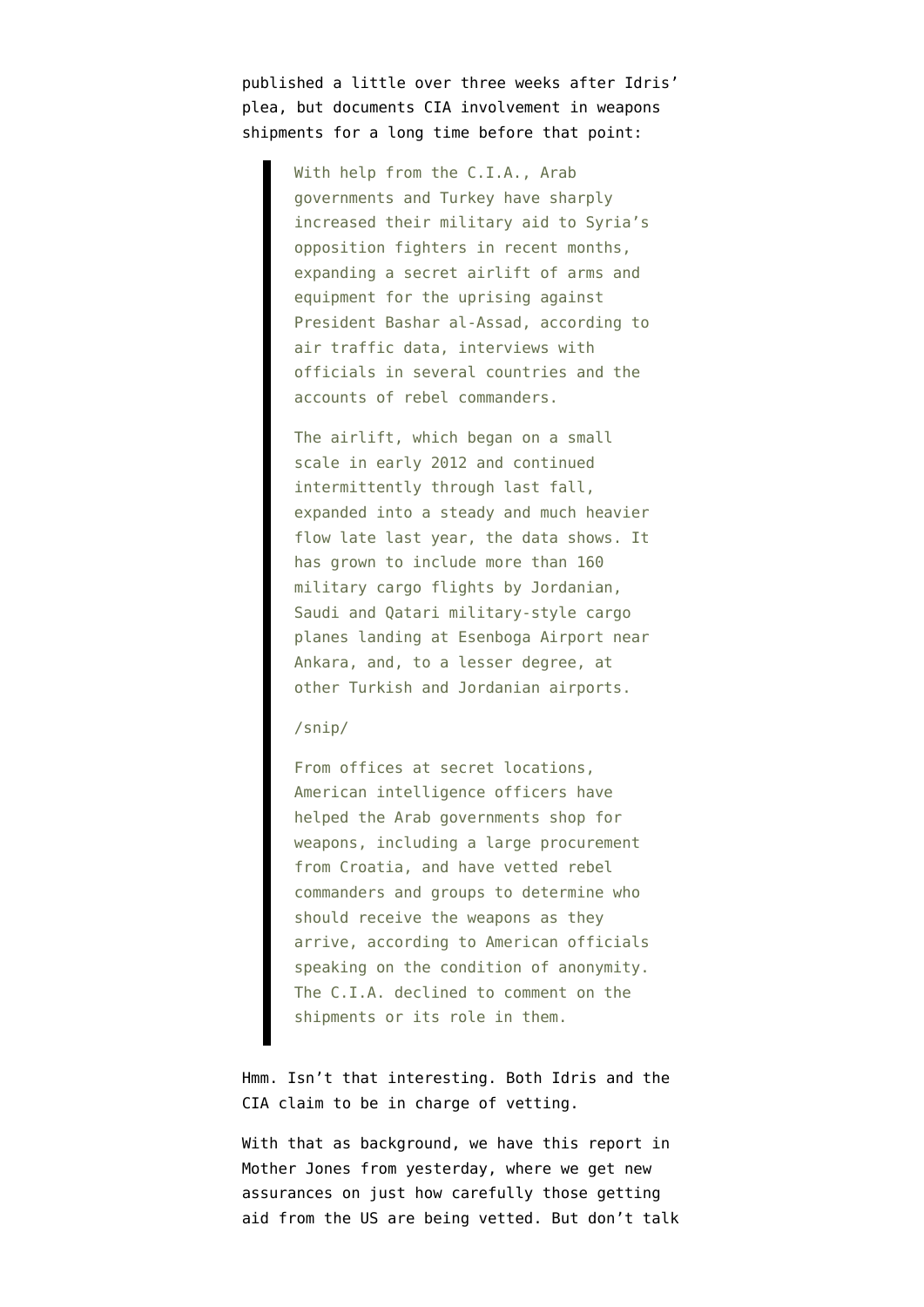published a little over three weeks after Idris' plea, but documents CIA involvement in weapons shipments for a long time before that point:

> With help from the C.I.A., Arab governments and Turkey have sharply increased their military aid to Syria's opposition fighters in recent months, expanding a secret airlift of arms and equipment for the uprising against President Bashar al-Assad, according to air traffic data, interviews with officials in several countries and the accounts of rebel commanders.
>
> The airlift, which began on a small scale in early 2012 and continued intermittently through last fall, expanded into a steady and much heavier flow late last year, the data shows. It has grown to include more than 160 military cargo flights by Jordanian, Saudi and Qatari military-style cargo planes landing at Esenboga Airport near Ankara, and, to a lesser degree, at other Turkish and Jordanian airports.
>
> /snip/
>
> From offices at secret locations, American intelligence officers have helped the Arab governments shop for weapons, including a large procurement from Croatia, and have vetted rebel commanders and groups to determine who should receive the weapons as they arrive, according to American officials speaking on the condition of anonymity. The C.I.A. declined to comment on the shipments or its role in them.

Hmm. Isn't that interesting. Both Idris and the CIA claim to be in charge of vetting.

With that as background, we have this report in Mother Jones from yesterday, where we get new assurances on just how carefully those getting aid from the US are being vetted. But don't talk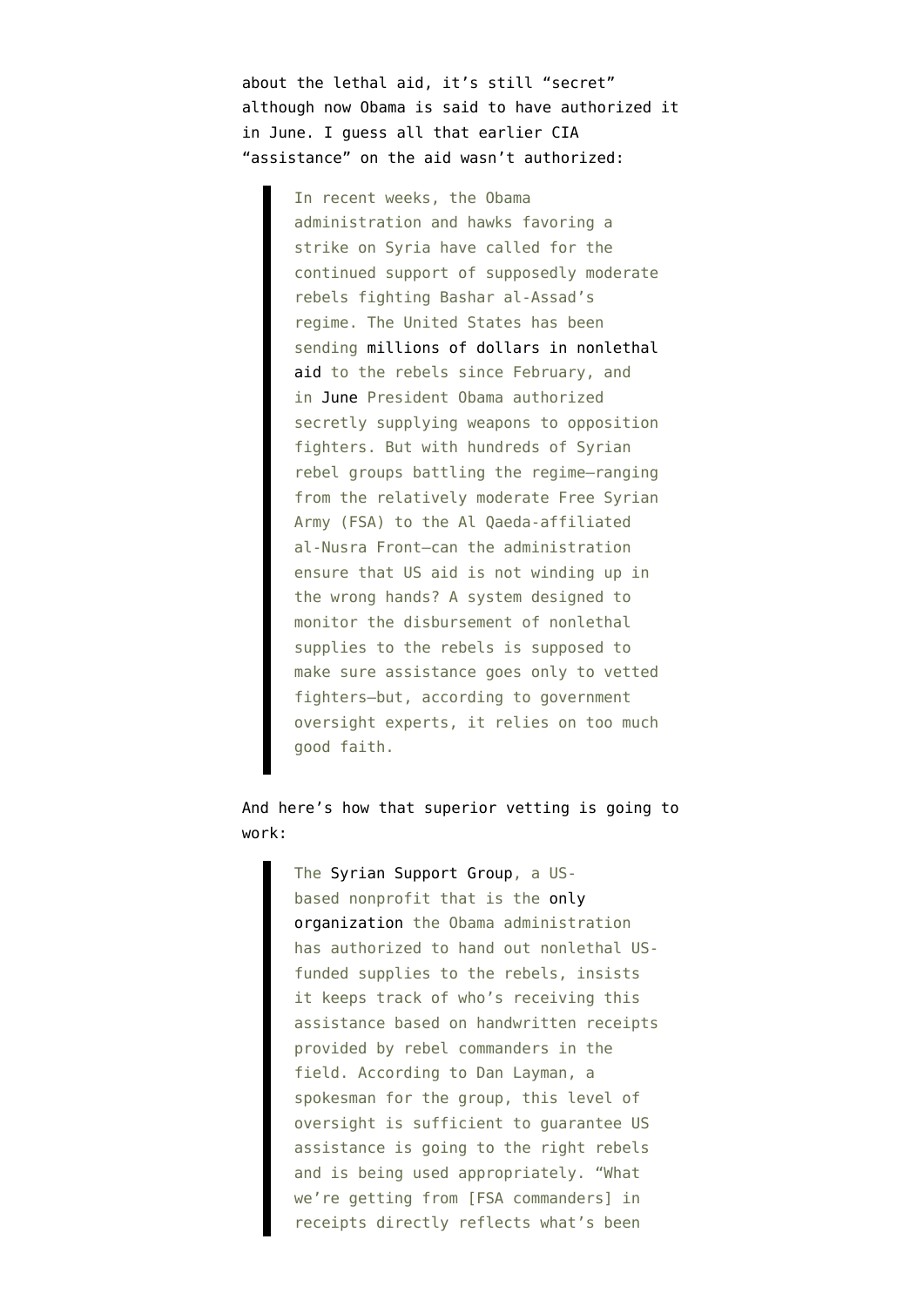about the lethal aid, it's still "secret" although now Obama is said to have authorized it in June. I guess all that earlier CIA "assistance" on the aid wasn't authorized:

> In recent weeks, the Obama administration and hawks favoring a strike on Syria have called for the continued support of supposedly moderate rebels fighting Bashar al-Assad's regime. The United States has been sending millions of dollars in nonlethal aid to the rebels since February, and in June President Obama authorized secretly supplying weapons to opposition fighters. But with hundreds of Syrian rebel groups battling the regime—ranging from the relatively moderate Free Syrian Army (FSA) to the Al Qaeda-affiliated al-Nusra Front—can the administration ensure that US aid is not winding up in the wrong hands? A system designed to monitor the disbursement of nonlethal supplies to the rebels is supposed to make sure assistance goes only to vetted fighters—but, according to government oversight experts, it relies on too much good faith.

And here's how that superior vetting is going to work:

> The Syrian Support Group, a US-based nonprofit that is the only organization the Obama administration has authorized to hand out nonlethal US-funded supplies to the rebels, insists it keeps track of who's receiving this assistance based on handwritten receipts provided by rebel commanders in the field. According to Dan Layman, a spokesman for the group, this level of oversight is sufficient to guarantee US assistance is going to the right rebels and is being used appropriately. "What we're getting from [FSA commanders] in receipts directly reflects what's been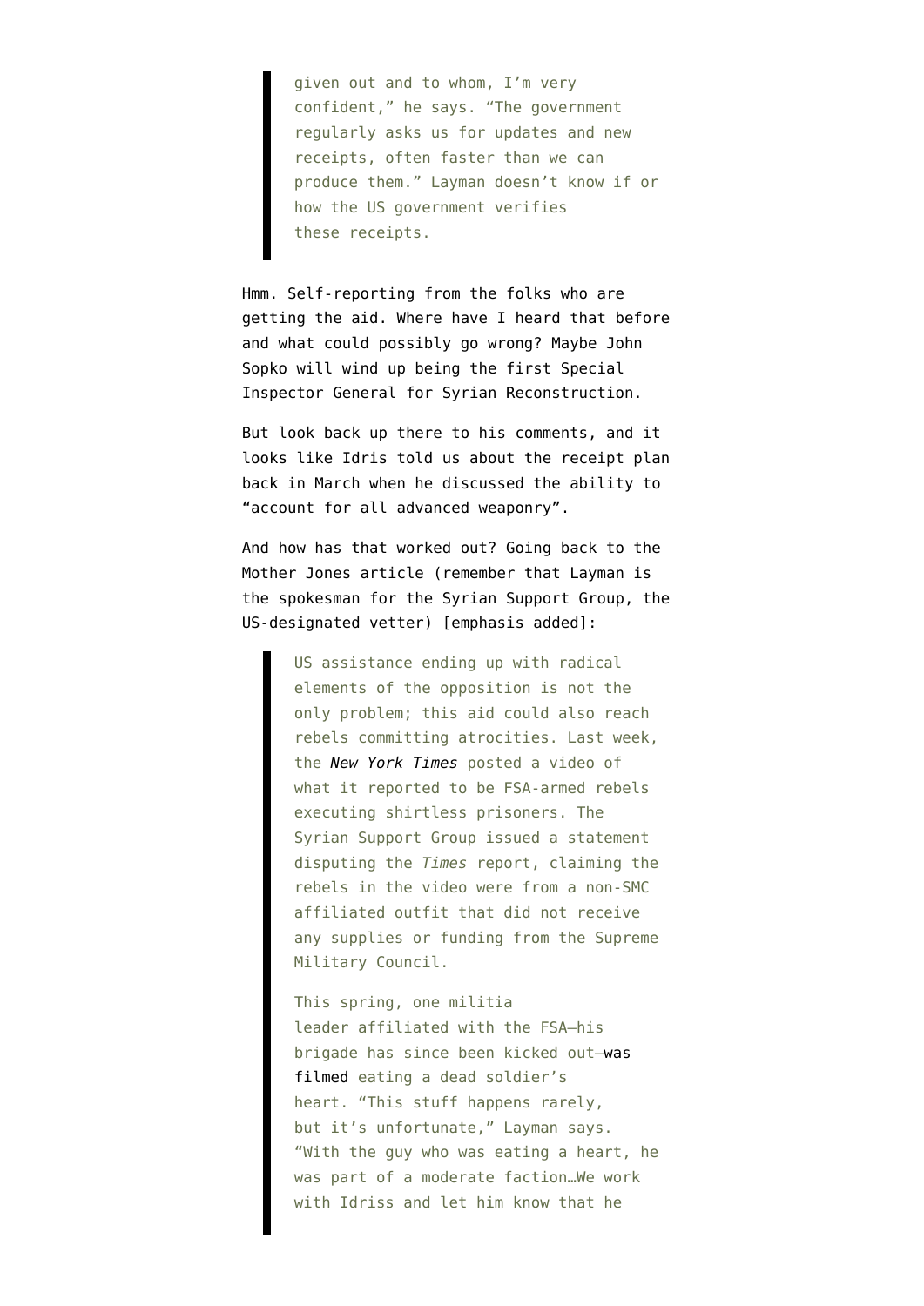> given out and to whom, I'm very confident," he says. "The government regularly asks us for updates and new receipts, often faster than we can produce them." Layman doesn't know if or how the US government verifies these receipts.

Hmm. Self-reporting from the folks who are getting the aid. Where have I heard that before and what could possibly go wrong? Maybe John Sopko will wind up being the first Special Inspector General for Syrian Reconstruction.

But look back up there to his comments, and it looks like Idris told us about the receipt plan back in March when he discussed the ability to "account for all advanced weaponry".

And how has that worked out? Going back to the Mother Jones article (remember that Layman is the spokesman for the Syrian Support Group, the US-designated vetter) [emphasis added]:

> US assistance ending up with radical elements of the opposition is not the only problem; this aid could also reach rebels committing atrocities. Last week, the *New York Times* posted a video of what it reported to be FSA-armed rebels executing shirtless prisoners. The Syrian Support Group issued a statement disputing the *Times* report, claiming the rebels in the video were from a non-SMC affiliated outfit that did not receive any supplies or funding from the Supreme Military Council.
>
> This spring, one militia leader affiliated with the FSA—his brigade has since been kicked out—was filmed eating a dead soldier's heart. "This stuff happens rarely, but it's unfortunate," Layman says. "With the guy who was eating a heart, he was part of a moderate faction…We work with Idriss and let him know that he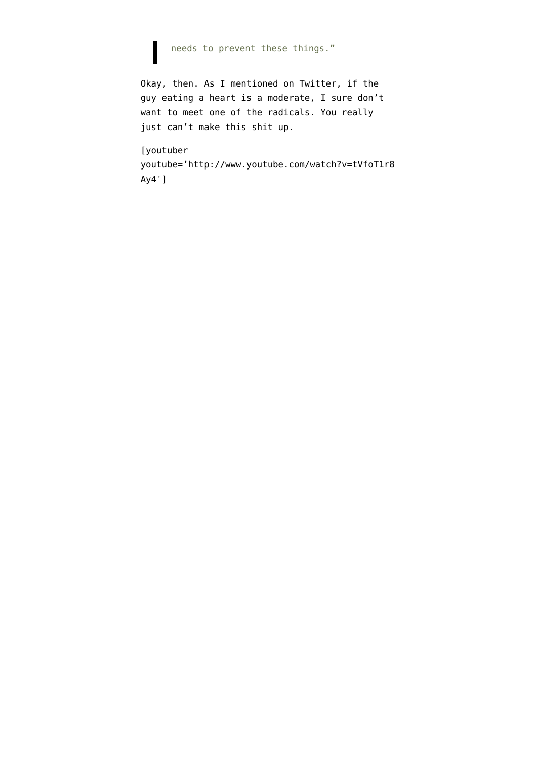> needs to prevent these things."

Okay, then. As I mentioned on Twitter, if the guy eating a heart is a moderate, I sure don't want to meet one of the radicals. You really just can't make this shit up.

[youtuber youtube='http://www.youtube.com/watch?v=tVfoT1r8Ay4′]